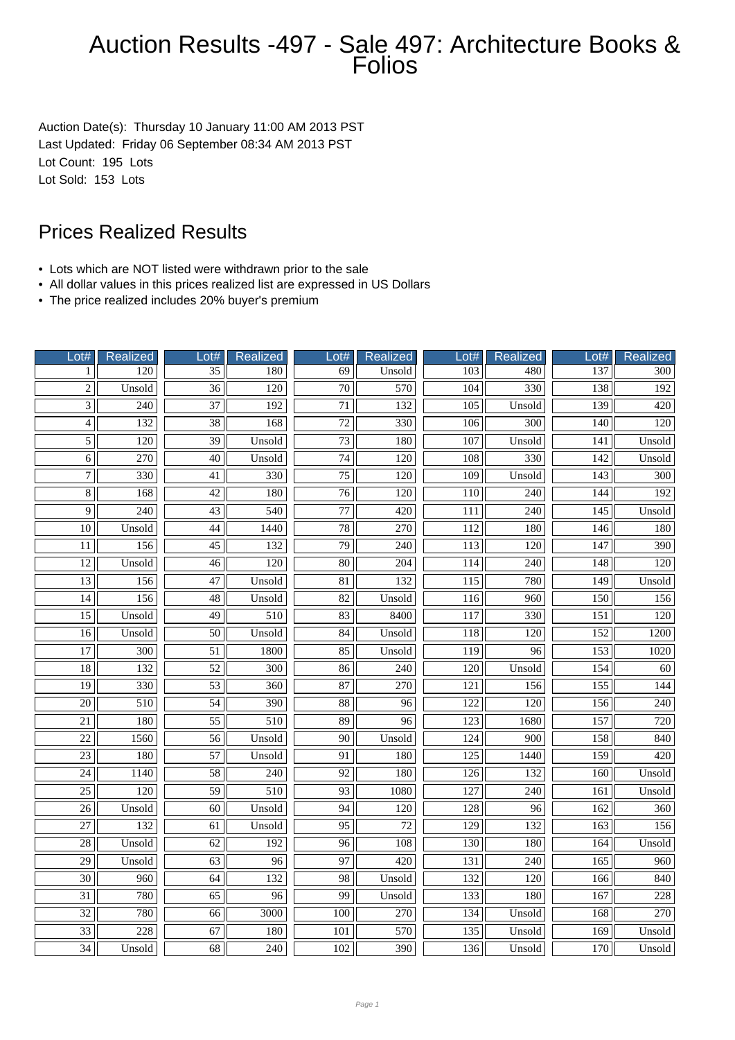# Auction Results -497 - Sale 497: Architecture Books & Folios

Auction Date(s): Thursday 10 January 11:00 AM 2013 PST
Last Updated: Friday 06 September 08:34 AM 2013 PST
Lot Count: 195 Lots
Lot Sold: 153 Lots

## Prices Realized Results

- Lots which are NOT listed were withdrawn prior to the sale
- All dollar values in this prices realized list are expressed in US Dollars
- The price realized includes 20% buyer's premium

| Lot# | Realized | Lot# | Realized | Lot# | Realized | Lot# | Realized | Lot# | Realized |
|---|---|---|---|---|---|---|---|---|---|
| 1 | 120 | 35 | 180 | 69 | Unsold | 103 | 480 | 137 | 300 |
| 2 | Unsold | 36 | 120 | 70 | 570 | 104 | 330 | 138 | 192 |
| 3 | 240 | 37 | 192 | 71 | 132 | 105 | Unsold | 139 | 420 |
| 4 | 132 | 38 | 168 | 72 | 330 | 106 | 300 | 140 | 120 |
| 5 | 120 | 39 | Unsold | 73 | 180 | 107 | Unsold | 141 | Unsold |
| 6 | 270 | 40 | Unsold | 74 | 120 | 108 | 330 | 142 | Unsold |
| 7 | 330 | 41 | 330 | 75 | 120 | 109 | Unsold | 143 | 300 |
| 8 | 168 | 42 | 180 | 76 | 120 | 110 | 240 | 144 | 192 |
| 9 | 240 | 43 | 540 | 77 | 420 | 111 | 240 | 145 | Unsold |
| 10 | Unsold | 44 | 1440 | 78 | 270 | 112 | 180 | 146 | 180 |
| 11 | 156 | 45 | 132 | 79 | 240 | 113 | 120 | 147 | 390 |
| 12 | Unsold | 46 | 120 | 80 | 204 | 114 | 240 | 148 | 120 |
| 13 | 156 | 47 | Unsold | 81 | 132 | 115 | 780 | 149 | Unsold |
| 14 | 156 | 48 | Unsold | 82 | Unsold | 116 | 960 | 150 | 156 |
| 15 | Unsold | 49 | 510 | 83 | 8400 | 117 | 330 | 151 | 120 |
| 16 | Unsold | 50 | Unsold | 84 | Unsold | 118 | 120 | 152 | 1200 |
| 17 | 300 | 51 | 1800 | 85 | Unsold | 119 | 96 | 153 | 1020 |
| 18 | 132 | 52 | 300 | 86 | 240 | 120 | Unsold | 154 | 60 |
| 19 | 330 | 53 | 360 | 87 | 270 | 121 | 156 | 155 | 144 |
| 20 | 510 | 54 | 390 | 88 | 96 | 122 | 120 | 156 | 240 |
| 21 | 180 | 55 | 510 | 89 | 96 | 123 | 1680 | 157 | 720 |
| 22 | 1560 | 56 | Unsold | 90 | Unsold | 124 | 900 | 158 | 840 |
| 23 | 180 | 57 | Unsold | 91 | 180 | 125 | 1440 | 159 | 420 |
| 24 | 1140 | 58 | 240 | 92 | 180 | 126 | 132 | 160 | Unsold |
| 25 | 120 | 59 | 510 | 93 | 1080 | 127 | 240 | 161 | Unsold |
| 26 | Unsold | 60 | Unsold | 94 | 120 | 128 | 96 | 162 | 360 |
| 27 | 132 | 61 | Unsold | 95 | 72 | 129 | 132 | 163 | 156 |
| 28 | Unsold | 62 | 192 | 96 | 108 | 130 | 180 | 164 | Unsold |
| 29 | Unsold | 63 | 96 | 97 | 420 | 131 | 240 | 165 | 960 |
| 30 | 960 | 64 | 132 | 98 | Unsold | 132 | 120 | 166 | 840 |
| 31 | 780 | 65 | 96 | 99 | Unsold | 133 | 180 | 167 | 228 |
| 32 | 780 | 66 | 3000 | 100 | 270 | 134 | Unsold | 168 | 270 |
| 33 | 228 | 67 | 180 | 101 | 570 | 135 | Unsold | 169 | Unsold |
| 34 | Unsold | 68 | 240 | 102 | 390 | 136 | Unsold | 170 | Unsold |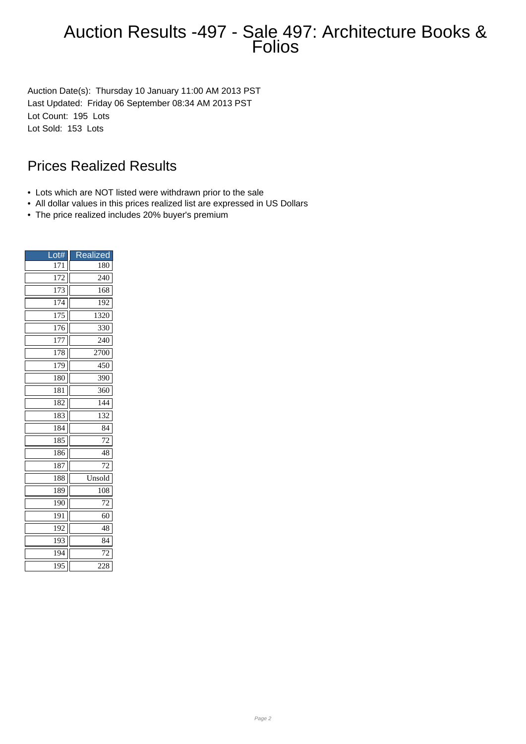# Auction Results -497 - Sale 497: Architecture Books & Folios

Auction Date(s): Thursday 10 January 11:00 AM 2013 PST
Last Updated: Friday 06 September 08:34 AM 2013 PST
Lot Count: 195 Lots
Lot Sold: 153 Lots

## Prices Realized Results

- Lots which are NOT listed were withdrawn prior to the sale
- All dollar values in this prices realized list are expressed in US Dollars
- The price realized includes 20% buyer's premium

| Lot# | Realized |
|---|---|
| 171 | 180 |
| 172 | 240 |
| 173 | 168 |
| 174 | 192 |
| 175 | 1320 |
| 176 | 330 |
| 177 | 240 |
| 178 | 2700 |
| 179 | 450 |
| 180 | 390 |
| 181 | 360 |
| 182 | 144 |
| 183 | 132 |
| 184 | 84 |
| 185 | 72 |
| 186 | 48 |
| 187 | 72 |
| 188 | Unsold |
| 189 | 108 |
| 190 | 72 |
| 191 | 60 |
| 192 | 48 |
| 193 | 84 |
| 194 | 72 |
| 195 | 228 |